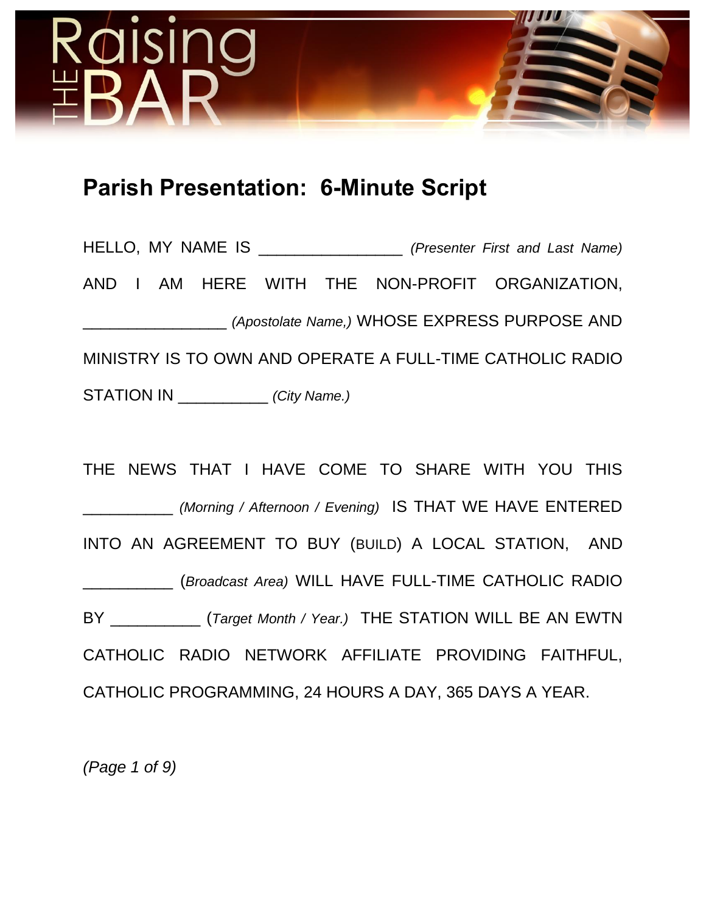Raising THE BAR

## Parish Presentation: 6-Minute Script

HELLO, MY NAME IS _______________ *(Presenter First and Last Name)* AND I AM HERE WITH THE NON-PROFIT ORGANIZATION, _______________ *(Apostolate Name,)* WHOSE EXPRESS PURPOSE AND MINISTRY IS TO OWN AND OPERATE A FULL-TIME CATHOLIC RADIO STATION IN __________ *(City Name.)*

THE NEWS THAT I HAVE COME TO SHARE WITH YOU THIS __________ *(Morning / Afternoon / Evening)* IS THAT WE HAVE ENTERED INTO AN AGREEMENT TO BUY (BUILD) A LOCAL STATION, AND __________ (*Broadcast Area)* WILL HAVE FULL-TIME CATHOLIC RADIO BY __________ (*Target Month / Year.)* THE STATION WILL BE AN EWTN CATHOLIC RADIO NETWORK AFFILIATE PROVIDING FAITHFUL, CATHOLIC PROGRAMMING, 24 HOURS A DAY, 365 DAYS A YEAR.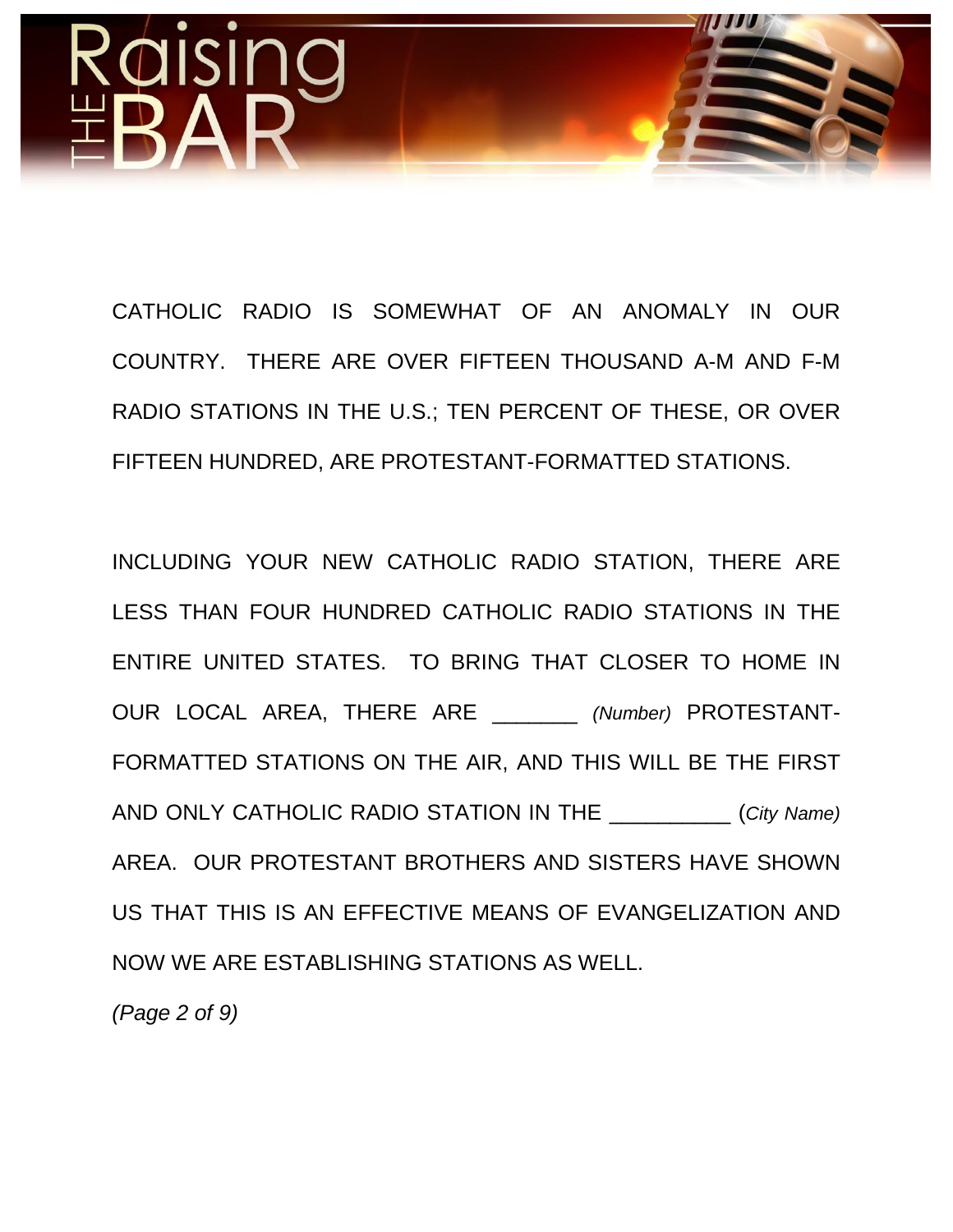CATHOLIC RADIO IS SOMEWHAT OF AN ANOMALY IN OUR COUNTRY. THERE ARE OVER FIFTEEN THOUSAND A-M AND F-M RADIO STATIONS IN THE U.S.; TEN PERCENT OF THESE, OR OVER FIFTEEN HUNDRED, ARE PROTESTANT-FORMATTED STATIONS.

INCLUDING YOUR NEW CATHOLIC RADIO STATION, THERE ARE LESS THAN FOUR HUNDRED CATHOLIC RADIO STATIONS IN THE ENTIRE UNITED STATES. TO BRING THAT CLOSER TO HOME IN OUR LOCAL AREA, THERE ARE _______ *(Number)* PROTESTANT-FORMATTED STATIONS ON THE AIR, AND THIS WILL BE THE FIRST AND ONLY CATHOLIC RADIO STATION IN THE __________ (*City Name)* AREA. OUR PROTESTANT BROTHERS AND SISTERS HAVE SHOWN US THAT THIS IS AN EFFECTIVE MEANS OF EVANGELIZATION AND NOW WE ARE ESTABLISHING STATIONS AS WELL.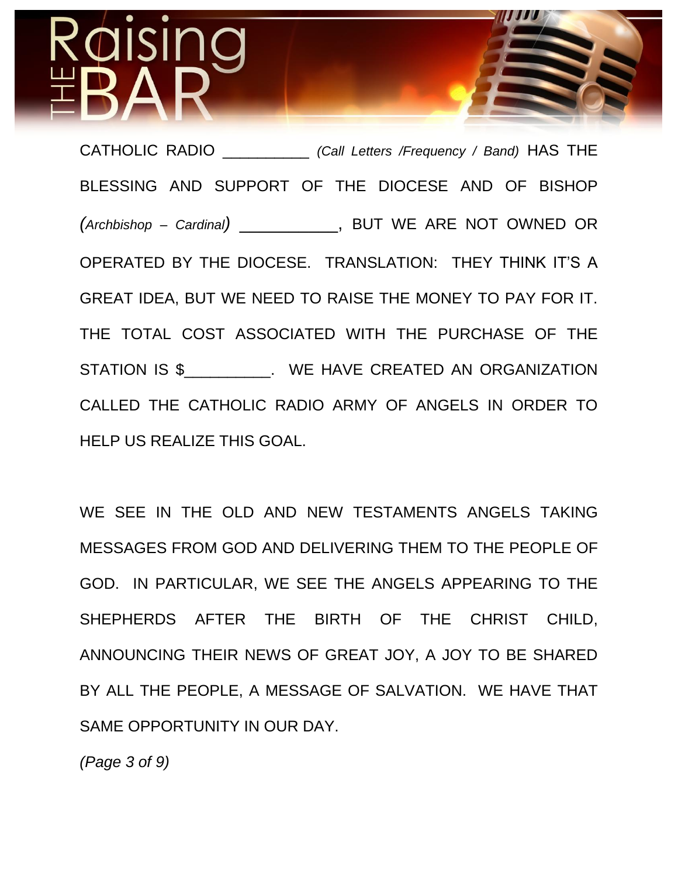CATHOLIC RADIO __________ *(Call Letters /Frequency / Band)* HAS THE BLESSING AND SUPPORT OF THE DIOCESE AND OF BISHOP *(Archbishop – Cardinal)* ___________, BUT WE ARE NOT OWNED OR OPERATED BY THE DIOCESE. TRANSLATION: THEY THINK IT'S A GREAT IDEA, BUT WE NEED TO RAISE THE MONEY TO PAY FOR IT. THE TOTAL COST ASSOCIATED WITH THE PURCHASE OF THE STATION IS $__________. WE HAVE CREATED AN ORGANIZATION CALLED THE CATHOLIC RADIO ARMY OF ANGELS IN ORDER TO HELP US REALIZE THIS GOAL.

WE SEE IN THE OLD AND NEW TESTAMENTS ANGELS TAKING MESSAGES FROM GOD AND DELIVERING THEM TO THE PEOPLE OF GOD. IN PARTICULAR, WE SEE THE ANGELS APPEARING TO THE SHEPHERDS AFTER THE BIRTH OF THE CHRIST CHILD, ANNOUNCING THEIR NEWS OF GREAT JOY, A JOY TO BE SHARED BY ALL THE PEOPLE, A MESSAGE OF SALVATION. WE HAVE THAT SAME OPPORTUNITY IN OUR DAY.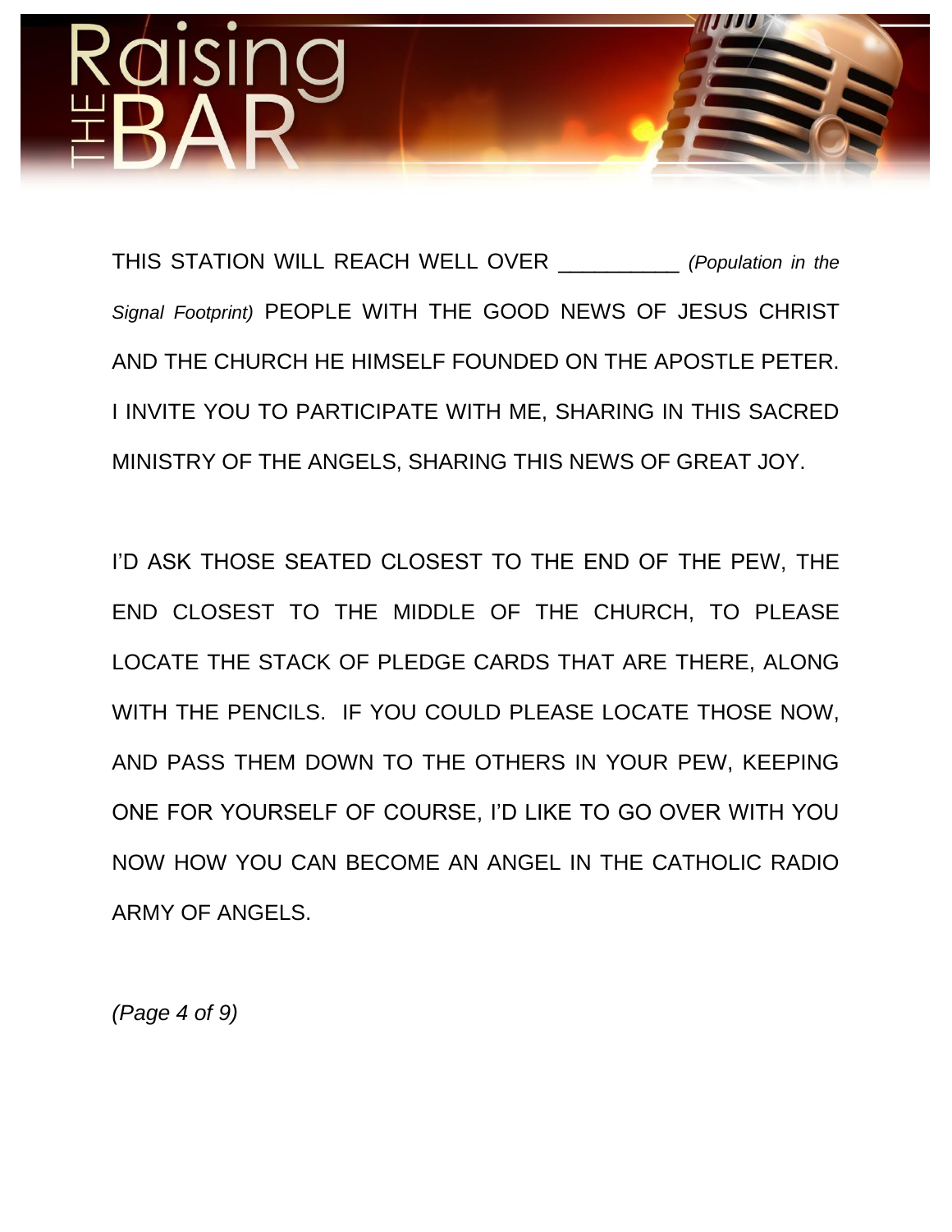THIS STATION WILL REACH WELL OVER __________ *(Population in the Signal Footprint)* PEOPLE WITH THE GOOD NEWS OF JESUS CHRIST AND THE CHURCH HE HIMSELF FOUNDED ON THE APOSTLE PETER. I INVITE YOU TO PARTICIPATE WITH ME, SHARING IN THIS SACRED MINISTRY OF THE ANGELS, SHARING THIS NEWS OF GREAT JOY.

I'D ASK THOSE SEATED CLOSEST TO THE END OF THE PEW, THE END CLOSEST TO THE MIDDLE OF THE CHURCH, TO PLEASE LOCATE THE STACK OF PLEDGE CARDS THAT ARE THERE, ALONG WITH THE PENCILS. IF YOU COULD PLEASE LOCATE THOSE NOW, AND PASS THEM DOWN TO THE OTHERS IN YOUR PEW, KEEPING ONE FOR YOURSELF OF COURSE, I'D LIKE TO GO OVER WITH YOU NOW HOW YOU CAN BECOME AN ANGEL IN THE CATHOLIC RADIO ARMY OF ANGELS.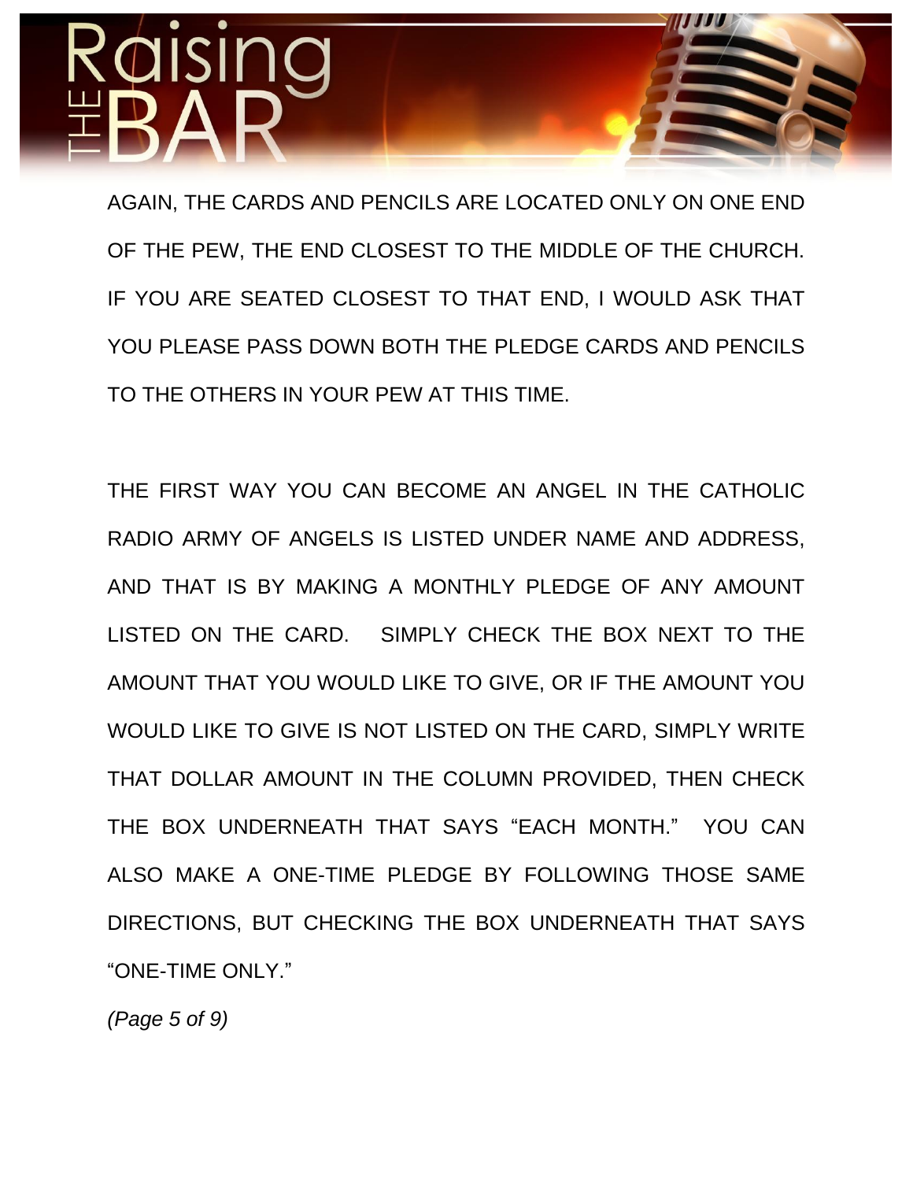AGAIN, THE CARDS AND PENCILS ARE LOCATED ONLY ON ONE END OF THE PEW, THE END CLOSEST TO THE MIDDLE OF THE CHURCH. IF YOU ARE SEATED CLOSEST TO THAT END, I WOULD ASK THAT YOU PLEASE PASS DOWN BOTH THE PLEDGE CARDS AND PENCILS TO THE OTHERS IN YOUR PEW AT THIS TIME.

THE FIRST WAY YOU CAN BECOME AN ANGEL IN THE CATHOLIC RADIO ARMY OF ANGELS IS LISTED UNDER NAME AND ADDRESS, AND THAT IS BY MAKING A MONTHLY PLEDGE OF ANY AMOUNT LISTED ON THE CARD. SIMPLY CHECK THE BOX NEXT TO THE AMOUNT THAT YOU WOULD LIKE TO GIVE, OR IF THE AMOUNT YOU WOULD LIKE TO GIVE IS NOT LISTED ON THE CARD, SIMPLY WRITE THAT DOLLAR AMOUNT IN THE COLUMN PROVIDED, THEN CHECK THE BOX UNDERNEATH THAT SAYS "EACH MONTH." YOU CAN ALSO MAKE A ONE-TIME PLEDGE BY FOLLOWING THOSE SAME DIRECTIONS, BUT CHECKING THE BOX UNDERNEATH THAT SAYS "ONE-TIME ONLY."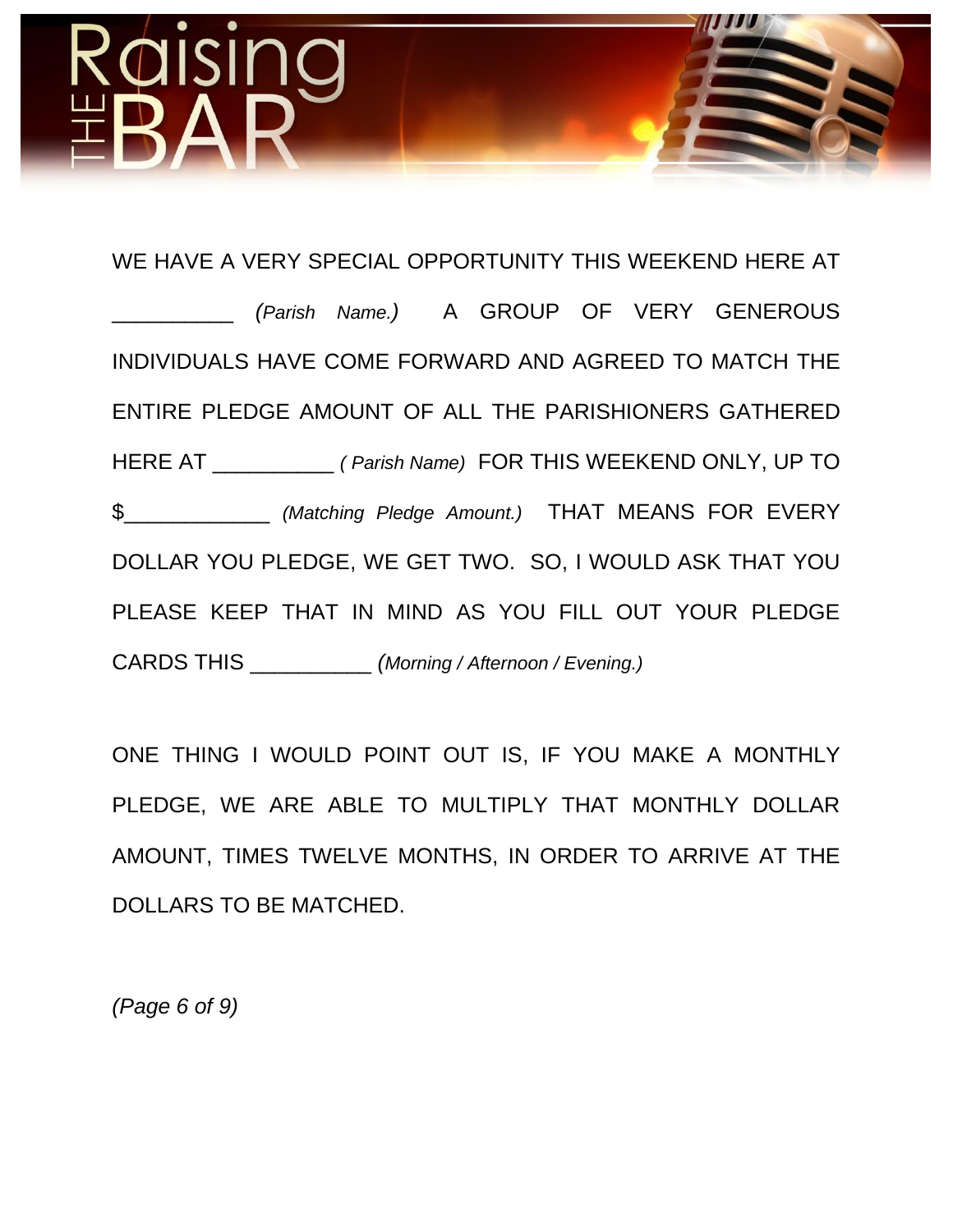WE HAVE A VERY SPECIAL OPPORTUNITY THIS WEEKEND HERE AT __________ *(Parish Name.)* A GROUP OF VERY GENEROUS INDIVIDUALS HAVE COME FORWARD AND AGREED TO MATCH THE ENTIRE PLEDGE AMOUNT OF ALL THE PARISHIONERS GATHERED HERE AT __________ *( Parish Name)* FOR THIS WEEKEND ONLY, UP TO $____________ *(Matching Pledge Amount.)* THAT MEANS FOR EVERY DOLLAR YOU PLEDGE, WE GET TWO. SO, I WOULD ASK THAT YOU PLEASE KEEP THAT IN MIND AS YOU FILL OUT YOUR PLEDGE CARDS THIS __________ *(Morning / Afternoon / Evening.)*

ONE THING I WOULD POINT OUT IS, IF YOU MAKE A MONTHLY PLEDGE, WE ARE ABLE TO MULTIPLY THAT MONTHLY DOLLAR AMOUNT, TIMES TWELVE MONTHS, IN ORDER TO ARRIVE AT THE DOLLARS TO BE MATCHED.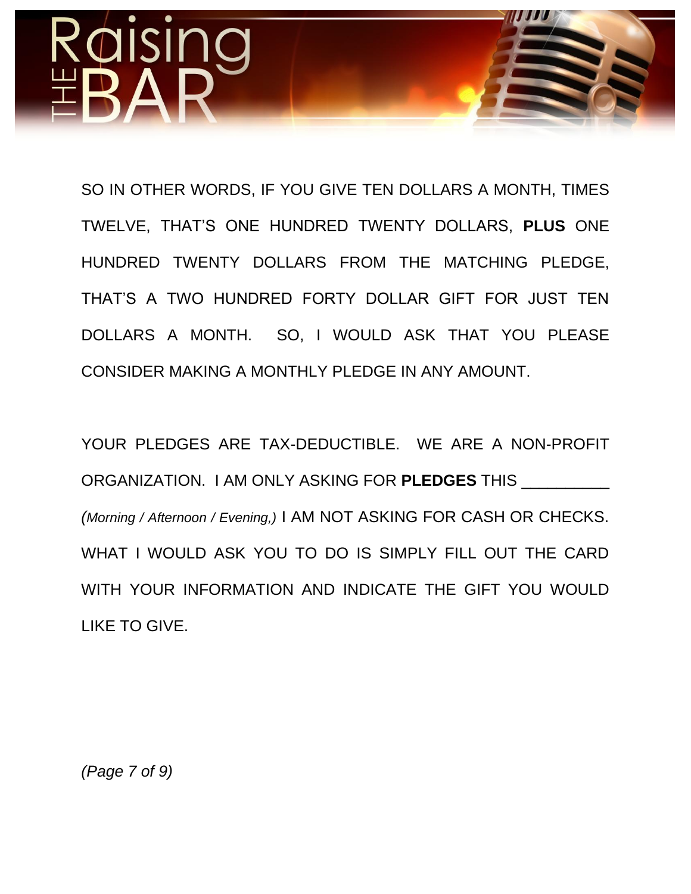SO IN OTHER WORDS, IF YOU GIVE TEN DOLLARS A MONTH, TIMES TWELVE, THAT'S ONE HUNDRED TWENTY DOLLARS, **PLUS** ONE HUNDRED TWENTY DOLLARS FROM THE MATCHING PLEDGE, THAT'S A TWO HUNDRED FORTY DOLLAR GIFT FOR JUST TEN DOLLARS A MONTH. SO, I WOULD ASK THAT YOU PLEASE CONSIDER MAKING A MONTHLY PLEDGE IN ANY AMOUNT.

YOUR PLEDGES ARE TAX-DEDUCTIBLE. WE ARE A NON-PROFIT ORGANIZATION. I AM ONLY ASKING FOR **PLEDGES** THIS __________ *(Morning / Afternoon / Evening,)* I AM NOT ASKING FOR CASH OR CHECKS. WHAT I WOULD ASK YOU TO DO IS SIMPLY FILL OUT THE CARD WITH YOUR INFORMATION AND INDICATE THE GIFT YOU WOULD LIKE TO GIVE.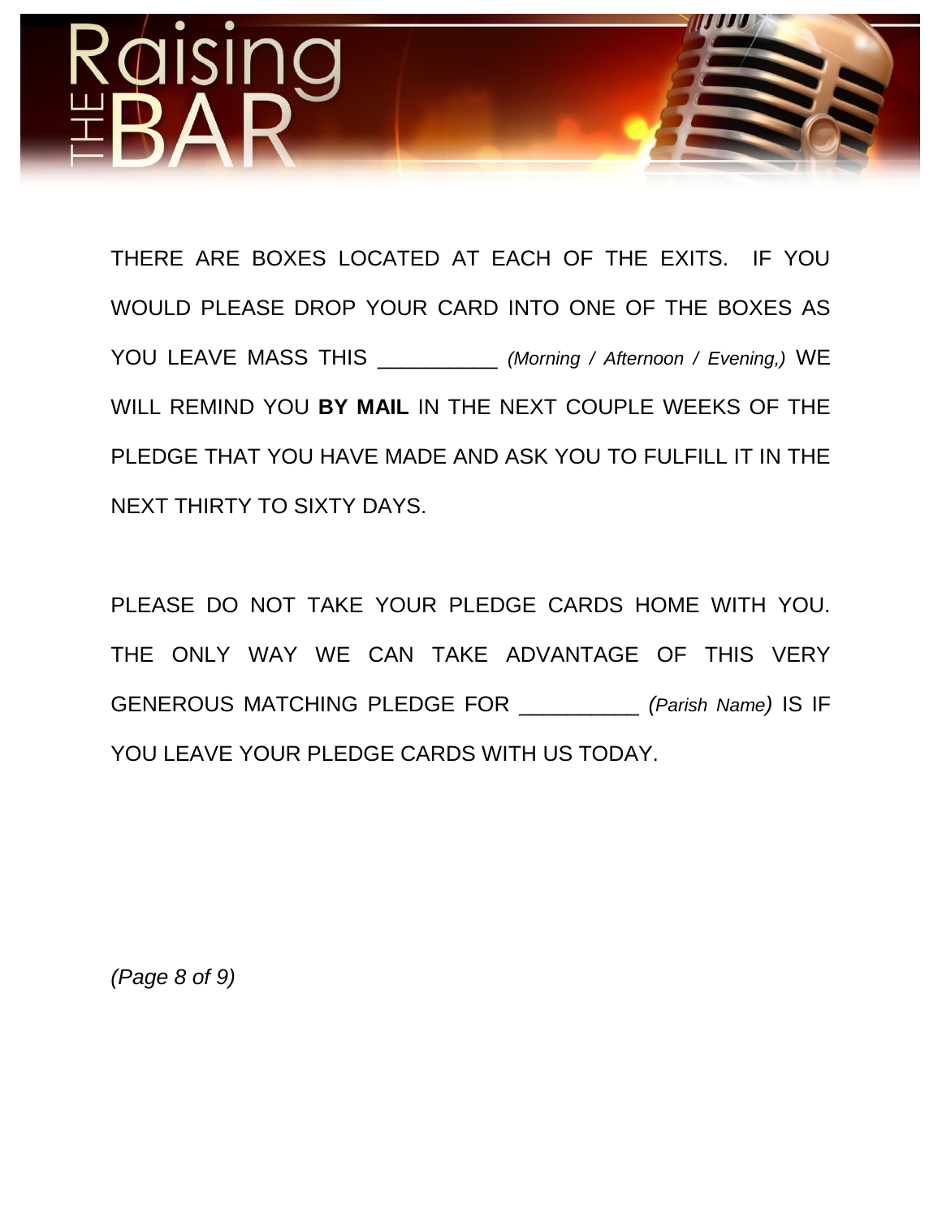THERE ARE BOXES LOCATED AT EACH OF THE EXITS. IF YOU WOULD PLEASE DROP YOUR CARD INTO ONE OF THE BOXES AS YOU LEAVE MASS THIS __________ *(Morning / Afternoon / Evening,)* WE WILL REMIND YOU **BY MAIL** IN THE NEXT COUPLE WEEKS OF THE PLEDGE THAT YOU HAVE MADE AND ASK YOU TO FULFILL IT IN THE NEXT THIRTY TO SIXTY DAYS.

PLEASE DO NOT TAKE YOUR PLEDGE CARDS HOME WITH YOU. THE ONLY WAY WE CAN TAKE ADVANTAGE OF THIS VERY GENEROUS MATCHING PLEDGE FOR __________ *(Parish Name)* IS IF YOU LEAVE YOUR PLEDGE CARDS WITH US TODAY.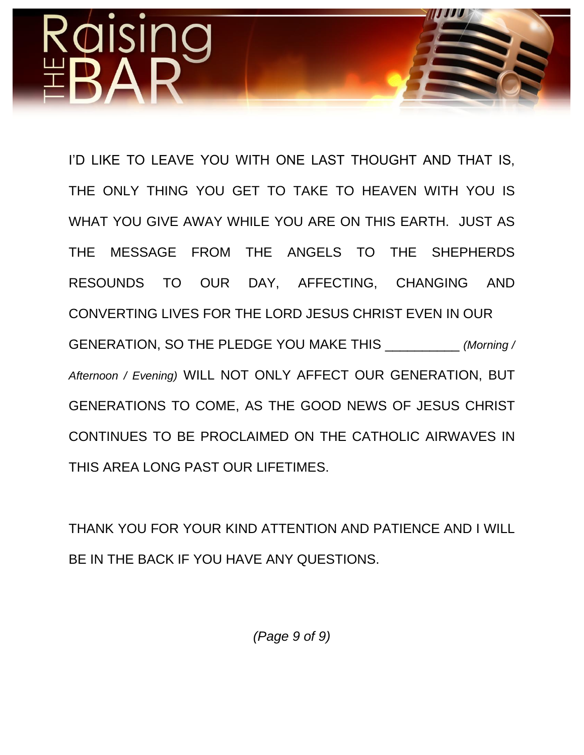I'D LIKE TO LEAVE YOU WITH ONE LAST THOUGHT AND THAT IS, THE ONLY THING YOU GET TO TAKE TO HEAVEN WITH YOU IS WHAT YOU GIVE AWAY WHILE YOU ARE ON THIS EARTH. JUST AS THE MESSAGE FROM THE ANGELS TO THE SHEPHERDS RESOUNDS TO OUR DAY, AFFECTING, CHANGING AND CONVERTING LIVES FOR THE LORD JESUS CHRIST EVEN IN OUR GENERATION, SO THE PLEDGE YOU MAKE THIS __________ *(Morning / Afternoon / Evening)* WILL NOT ONLY AFFECT OUR GENERATION, BUT GENERATIONS TO COME, AS THE GOOD NEWS OF JESUS CHRIST CONTINUES TO BE PROCLAIMED ON THE CATHOLIC AIRWAVES IN THIS AREA LONG PAST OUR LIFETIMES.

THANK YOU FOR YOUR KIND ATTENTION AND PATIENCE AND I WILL BE IN THE BACK IF YOU HAVE ANY QUESTIONS.